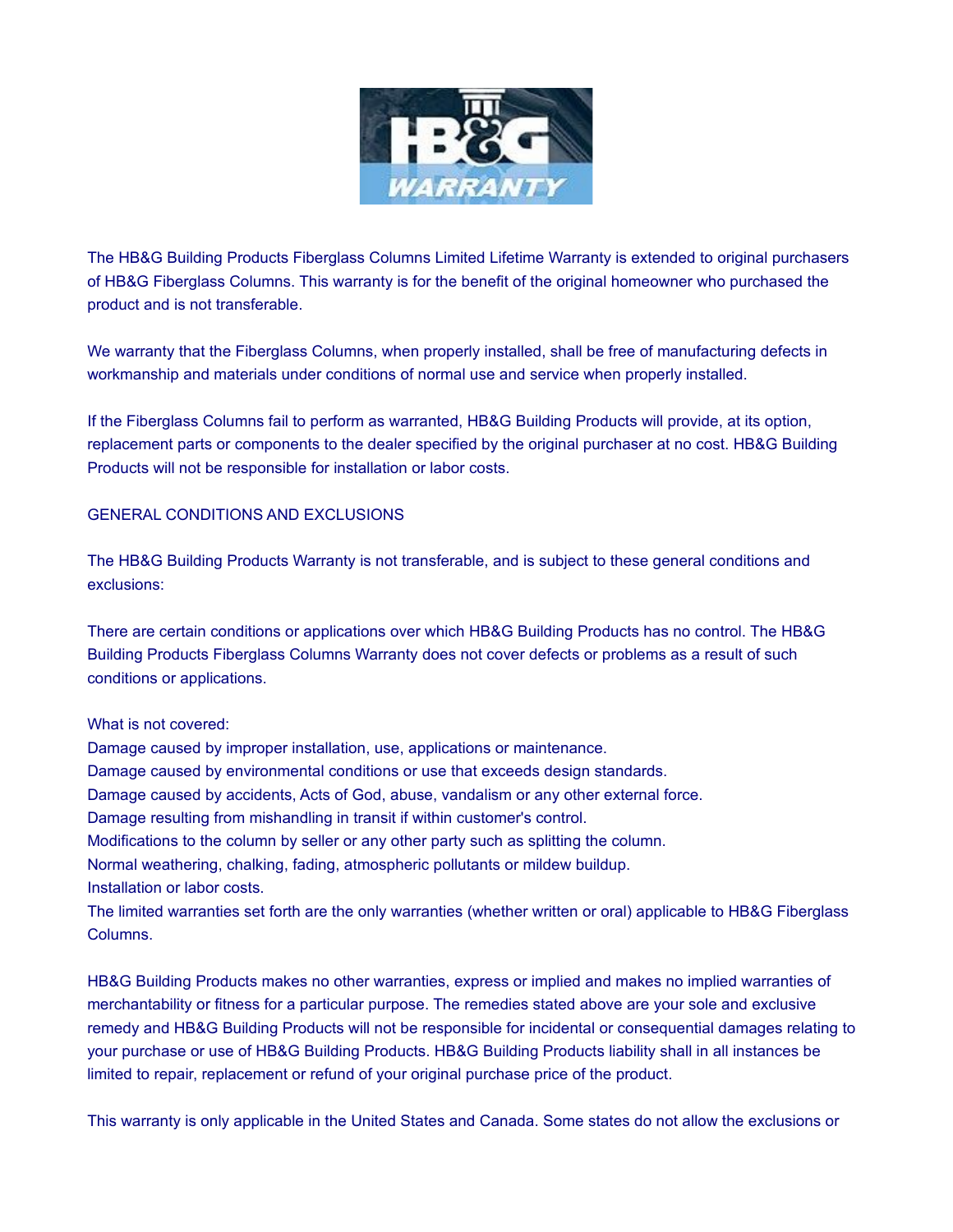The HB&G Building Products Fiberglass Columns Limited Lifetime Warranty is extended to original purchasers of HB&G Fiberglass Columns. This warranty is for the benefit of the original homeowner who purchased the product and is not transferable.

We warranty that the Fiberglass Columns, when properly installed, shall be free of manufacturing defects in workmanship and materials under conditions of normal use and service when properly installed.

If the Fiberglass Columns fail to perform as warranted, HB&G Building Products will provide, at its option, replacement parts or components to the dealer specified by the original purchaser at no cost. HB&G Building Products will not be responsible for installation or labor costs.

GENERAL CONDITIONS AND EXCLUSIONS

The HB&G Building Products Warranty is not transferable, and is subject to these general conditions and exclusions:

There are certain conditions or applications over which HB&G Building Products has no control. The HB&G Building Products Fiberglass Columns Warranty does not cover defects or problems as a result of such conditions or applications.

What is not covered:
Damage caused by improper installation, use, applications or maintenance.
Damage caused by environmental conditions or use that exceeds design standards.
Damage caused by accidents, Acts of God, abuse, vandalism or any other external force.
Damage resulting from mishandling in transit if within customer's control.
Modifications to the column by seller or any other party such as splitting the column.
Normal weathering, chalking, fading, atmospheric pollutants or mildew buildup.
Installation or labor costs.
The limited warranties set forth are the only warranties (whether written or oral) applicable to HB&G Fiberglass Columns.

HB&G Building Products makes no other warranties, express or implied and makes no implied warranties of merchantability or fitness for a particular purpose. The remedies stated above are your sole and exclusive remedy and HB&G Building Products will not be responsible for incidental or consequential damages relating to your purchase or use of HB&G Building Products. HB&G Building Products liability shall in all instances be limited to repair, replacement or refund of your original purchase price of the product.

This warranty is only applicable in the United States and Canada. Some states do not allow the exclusions or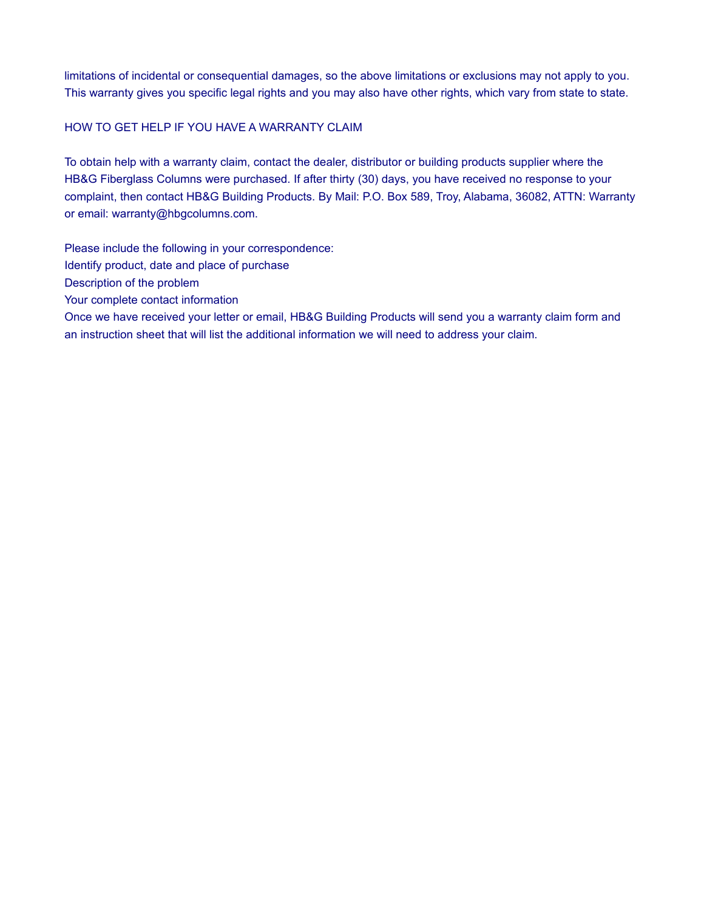limitations of incidental or consequential damages, so the above limitations or exclusions may not apply to you. This warranty gives you specific legal rights and you may also have other rights, which vary from state to state.

## HOW TO GET HELP IF YOU HAVE A WARRANTY CLAIM

To obtain help with a warranty claim, contact the dealer, distributor or building products supplier where the HB&G Fiberglass Columns were purchased. If after thirty (30) days, you have received no response to your complaint, then contact HB&G Building Products. By Mail: P.O. Box 589, Troy, Alabama, 36082, ATTN: Warranty or email: warranty@hbgcolumns.com.

Please include the following in your correspondence:
Identify product, date and place of purchase
Description of the problem
Your complete contact information
Once we have received your letter or email, HB&G Building Products will send you a warranty claim form and an instruction sheet that will list the additional information we will need to address your claim.